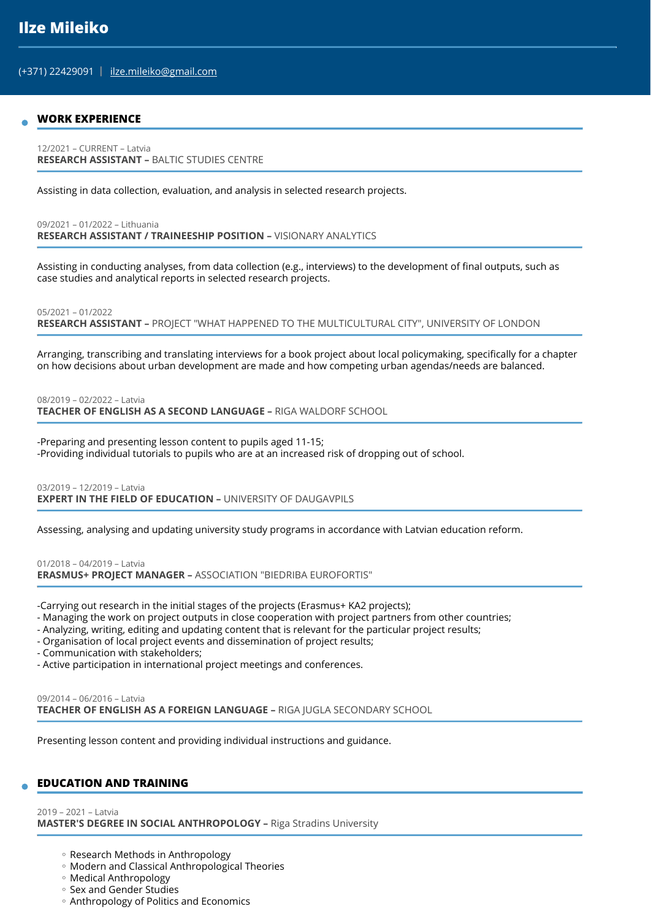# Ilze Mileiko

(+371) 22429091 | ilze.mileiko@gmail.com

## WORK EXPERIENCE

12/2021 – CURRENT – Latvia
**RESEARCH ASSISTANT –** BALTIC STUDIES CENTRE

Assisting in data collection, evaluation, and analysis in selected research projects.

09/2021 – 01/2022 – Lithuania
**RESEARCH ASSISTANT / TRAINEESHIP POSITION –** VISIONARY ANALYTICS

Assisting in conducting analyses, from data collection (e.g., interviews) to the development of final outputs, such as case studies and analytical reports in selected research projects.

05/2021 – 01/2022
**RESEARCH ASSISTANT –** PROJECT "WHAT HAPPENED TO THE MULTICULTURAL CITY", UNIVERSITY OF LONDON

Arranging, transcribing and translating interviews for a book project about local policymaking, specifically for a chapter on how decisions about urban development are made and how competing urban agendas/needs are balanced.

08/2019 – 02/2022 – Latvia
**TEACHER OF ENGLISH AS A SECOND LANGUAGE –** RIGA WALDORF SCHOOL

-Preparing and presenting lesson content to pupils aged 11-15;
-Providing individual tutorials to pupils who are at an increased risk of dropping out of school.

03/2019 – 12/2019 – Latvia
**EXPERT IN THE FIELD OF EDUCATION –** UNIVERSITY OF DAUGAVPILS

Assessing, analysing and updating university study programs in accordance with Latvian education reform.

01/2018 – 04/2019 – Latvia
**ERASMUS+ PROJECT MANAGER –** ASSOCIATION "BIEDRIBA EUROFORTIS"

-Carrying out research in the initial stages of the projects (Erasmus+ KA2 projects);
- Managing the work on project outputs in close cooperation with project partners from other countries;
- Analyzing, writing, editing and updating content that is relevant for the particular project results;
- Organisation of local project events and dissemination of project results;
- Communication with stakeholders;
- Active participation in international project meetings and conferences.

09/2014 – 06/2016 – Latvia
**TEACHER OF ENGLISH AS A FOREIGN LANGUAGE –** RIGA JUGLA SECONDARY SCHOOL

Presenting lesson content and providing individual instructions and guidance.

## EDUCATION AND TRAINING

2019 – 2021 – Latvia
**MASTER'S DEGREE IN SOCIAL ANTHROPOLOGY –** Riga Stradins University

- Research Methods in Anthropology
- Modern and Classical Anthropological Theories
- Medical Anthropology
- Sex and Gender Studies
- Anthropology of Politics and Economics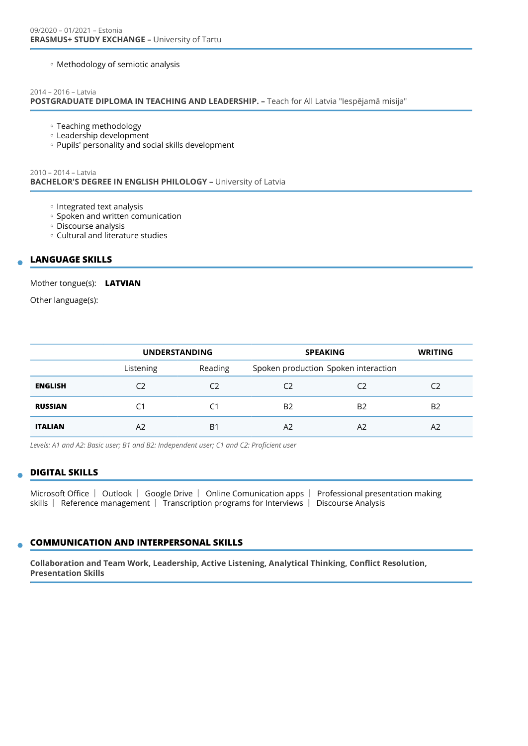09/2020 – 01/2021 – Estonia
**ERASMUS+ STUDY EXCHANGE –** University of Tartu

- Methodology of semiotic analysis

2014 – 2016 – Latvia
**POSTGRADUATE DIPLOMA IN TEACHING AND LEADERSHIP. –** Teach for All Latvia "Iespējamā misija"

- Teaching methodology
- Leadership development
- Pupils' personality and social skills development

2010 – 2014 – Latvia
**BACHELOR'S DEGREE IN ENGLISH PHILOLOGY –** University of Latvia

- Integrated text analysis
- Spoken and written comunication
- Discourse analysis
- Cultural and literature studies

## LANGUAGE SKILLS

Mother tongue(s): **LATVIAN**

Other language(s):

| | UNDERSTANDING | | SPEAKING | | WRITING |
|---|---|---|---|---|---|
| | Listening | Reading | Spoken production | Spoken interaction | |
| **ENGLISH** | C2 | C2 | C2 | C2 | C2 |
| **RUSSIAN** | C1 | C1 | B2 | B2 | B2 |
| **ITALIAN** | A2 | B1 | A2 | A2 | A2 |

*Levels: A1 and A2: Basic user; B1 and B2: Independent user; C1 and C2: Proficient user*

## DIGITAL SKILLS

Microsoft Office | Outlook | Google Drive | Online Comunication apps | Professional presentation making skills | Reference management | Transcription programs for Interviews | Discourse Analysis

## COMMUNICATION AND INTERPERSONAL SKILLS

**Collaboration and Team Work, Leadership, Active Listening, Analytical Thinking, Conflict Resolution, Presentation Skills**